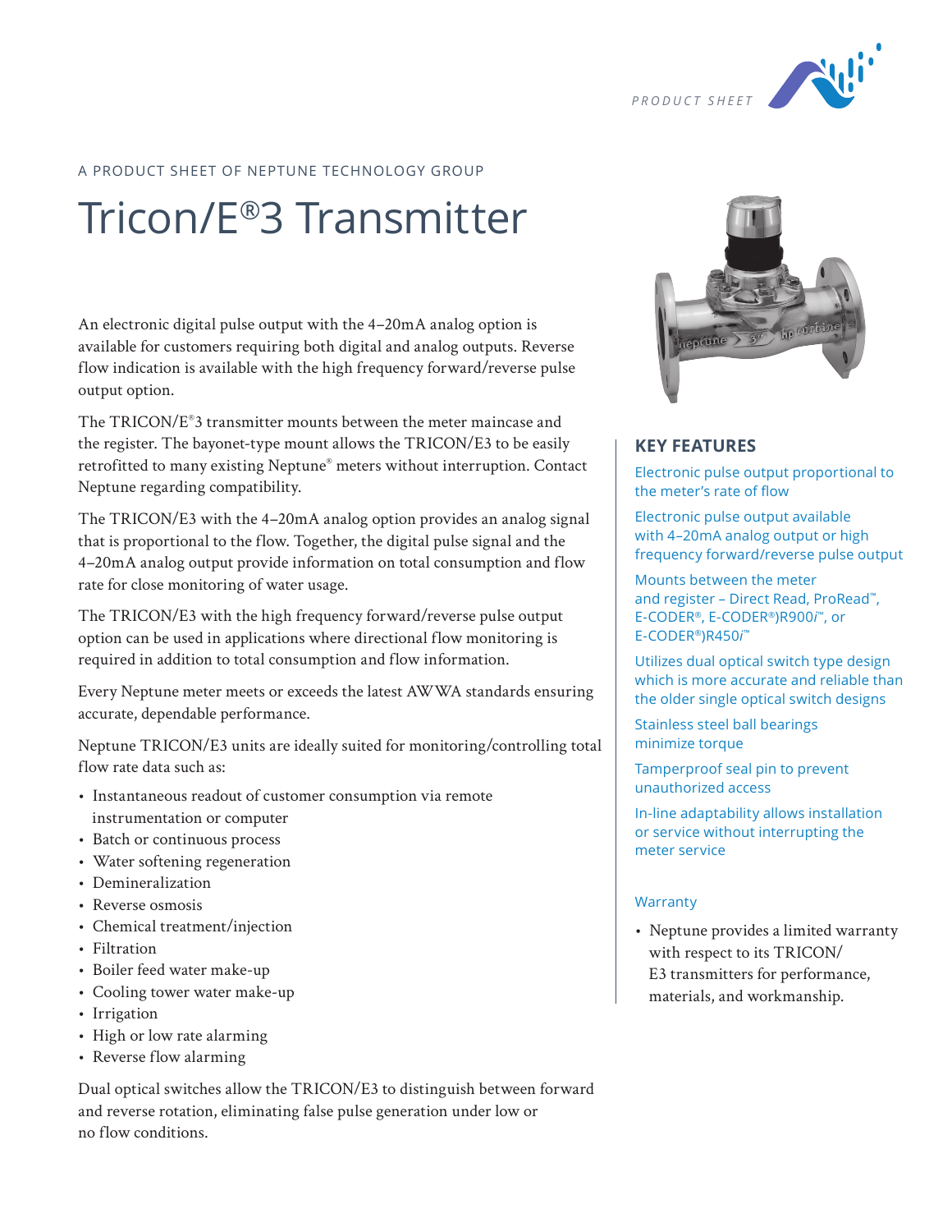PRODUCT SHEET

A PRODUCT SHEET OF NEPTUNE TECHNOLOGY GROUP

# Tricon/E®3 Transmitter

An electronic digital pulse output with the 4–20mA analog option is available for customers requiring both digital and analog outputs. Reverse flow indication is available with the high frequency forward/reverse pulse output option.

The TRICON/E®3 transmitter mounts between the meter maincase and the register. The bayonet-type mount allows the TRICON/E3 to be easily retrofitted to many existing Neptune® meters without interruption. Contact Neptune regarding compatibility.

The TRICON/E3 with the 4–20mA analog option provides an analog signal that is proportional to the flow. Together, the digital pulse signal and the 4–20mA analog output provide information on total consumption and flow rate for close monitoring of water usage.

The TRICON/E3 with the high frequency forward/reverse pulse output option can be used in applications where directional flow monitoring is required in addition to total consumption and flow information.

Every Neptune meter meets or exceeds the latest AWWA standards ensuring accurate, dependable performance.

Neptune TRICON/E3 units are ideally suited for monitoring/controlling total flow rate data such as:

- Instantaneous readout of customer consumption via remote instrumentation or computer
- Batch or continuous process
- Water softening regeneration
- Demineralization
- Reverse osmosis
- Chemical treatment/injection
- Filtration
- Boiler feed water make-up
- Cooling tower water make-up
- Irrigation
- High or low rate alarming
- Reverse flow alarming

Dual optical switches allow the TRICON/E3 to distinguish between forward and reverse rotation, eliminating false pulse generation under low or no flow conditions.

## KEY FEATURES

Electronic pulse output proportional to the meter's rate of flow

Electronic pulse output available with 4–20mA analog output or high frequency forward/reverse pulse output

Mounts between the meter and register – Direct Read, ProRead™, E-CODER®, E-CODER®)R900*i*™, or E-CODER®)R450*i*™

Utilizes dual optical switch type design which is more accurate and reliable than the older single optical switch designs

Stainless steel ball bearings minimize torque

Tamperproof seal pin to prevent unauthorized access

In-line adaptability allows installation or service without interrupting the meter service

### Warranty

- Neptune provides a limited warranty with respect to its TRICON/E3 transmitters for performance, materials, and workmanship.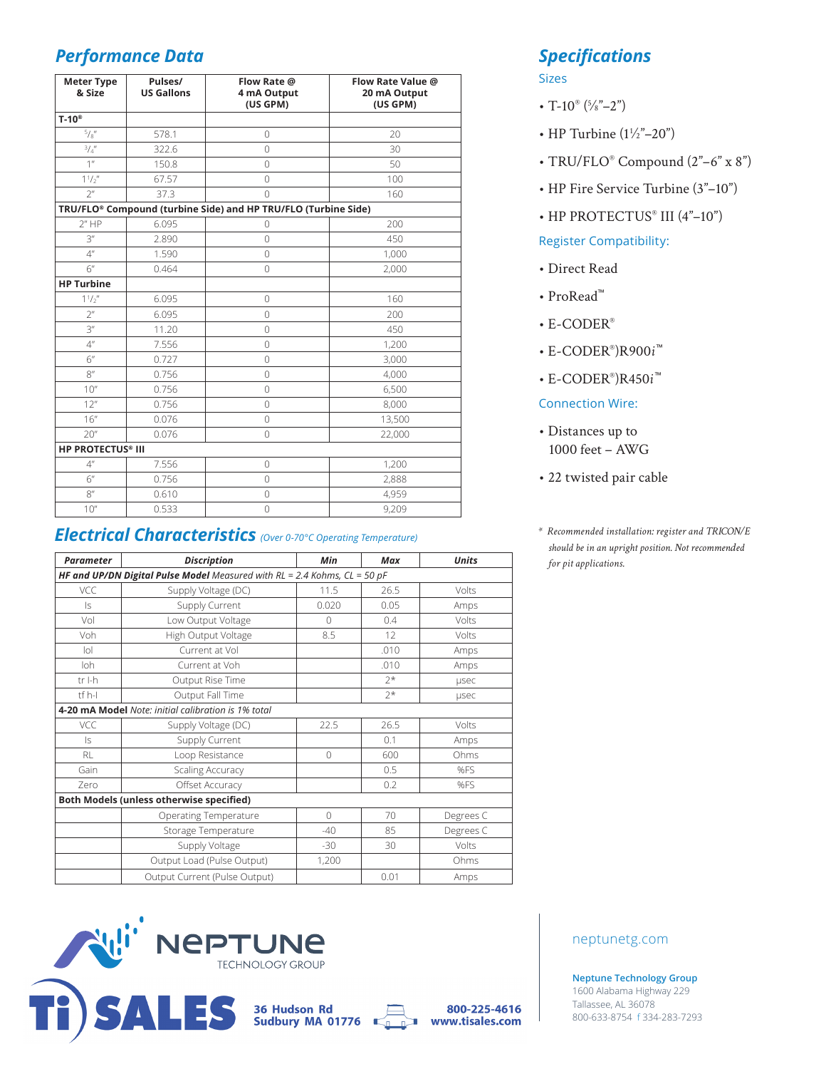## Performance Data

| Meter Type & Size | Pulses/ US Gallons | Flow Rate @ 4 mA Output (US GPM) | Flow Rate Value @ 20 mA Output (US GPM) |
|---|---|---|---|
| **T-10®** | | | |
| 5/8" | 578.1 | 0 | 20 |
| 3/4" | 322.6 | 0 | 30 |
| 1" | 150.8 | 0 | 50 |
| 1½" | 67.57 | 0 | 100 |
| 2" | 37.3 | 0 | 160 |
| **TRU/FLO® Compound (turbine Side) and HP TRU/FLO (Turbine Side)** | | | |
| 2" HP | 6.095 | 0 | 200 |
| 3" | 2.890 | 0 | 450 |
| 4" | 1.590 | 0 | 1,000 |
| 6" | 0.464 | 0 | 2,000 |
| **HP Turbine** | | | |
| 1½" | 6.095 | 0 | 160 |
| 2" | 6.095 | 0 | 200 |
| 3" | 11.20 | 0 | 450 |
| 4" | 7.556 | 0 | 1,200 |
| 6" | 0.727 | 0 | 3,000 |
| 8" | 0.756 | 0 | 4,000 |
| 10" | 0.756 | 0 | 6,500 |
| 12" | 0.756 | 0 | 8,000 |
| 16" | 0.076 | 0 | 13,500 |
| 20" | 0.076 | 0 | 22,000 |
| **HP PROTECTUS® III** | | | |
| 4" | 7.556 | 0 | 1,200 |
| 6" | 0.756 | 0 | 2,888 |
| 8" | 0.610 | 0 | 4,959 |
| 10" | 0.533 | 0 | 9,209 |

## Electrical Characteristics *(Over 0-70°C Operating Temperature)*

| Parameter | Discription | Min | Max | Units |
|---|---|---|---|---|
| ***HF and UP/DN Digital Pulse Model*** *Measured with RL = 2.4 Kohms, CL = 50 pF* | | | | |
| VCC | Supply Voltage (DC) | 11.5 | 26.5 | Volts |
| Is | Supply Current | 0.020 | 0.05 | Amps |
| Vol | Low Output Voltage | 0 | 0.4 | Volts |
| Voh | High Output Voltage | 8.5 | 12 | Volts |
| Iol | Current at Vol | | .010 | Amps |
| Ioh | Current at Voh | | .010 | Amps |
| tr l-h | Output Rise Time | | 2* | µsec |
| tf h-l | Output Fall Time | | 2* | µsec |
| ***4-20 mA Model*** *Note: initial calibration is 1% total* | | | | |
| VCC | Supply Voltage (DC) | 22.5 | 26.5 | Volts |
| Is | Supply Current | | 0.1 | Amps |
| RL | Loop Resistance | 0 | 600 | Ohms |
| Gain | Scaling Accuracy | | 0.5 | %FS |
| Zero | Offset Accuracy | | 0.2 | %FS |
| **Both Models (unless otherwise specified)** | | | | |
| | Operating Temperature | 0 | 70 | Degrees C |
| | Storage Temperature | -40 | 85 | Degrees C |
| | Supply Voltage | -30 | 30 | Volts |
| | Output Load (Pulse Output) | 1,200 | | Ohms |
| | Output Current (Pulse Output) | | 0.01 | Amps |

## Specifications

### Sizes

- T-10® (5/8"–2")
- HP Turbine (1½"–20")
- TRU/FLO® Compound (2"–6" x 8")
- HP Fire Service Turbine (3"–10")
- HP PROTECTUS® III (4"–10")

### Register Compatibility:

- Direct Read
- ProRead™
- E-CODER®
- E-CODER®)R900*i*™
- E-CODER®)R450*i*™

### Connection Wire:

- Distances up to 1000 feet – AWG
- 22 twisted pair cable

\* *Recommended installation: register and TRICON/E should be in an upright position. Not recommended for pit applications.*

NEPTUNE TECHNOLOGY GROUP

Ti SALES
36 Hudson Rd
Sudbury MA 01776
800-225-4616
www.tisales.com

neptunetg.com

**Neptune Technology Group**
1600 Alabama Highway 229
Tallassee, AL 36078
800-633-8754 f 334-283-7293